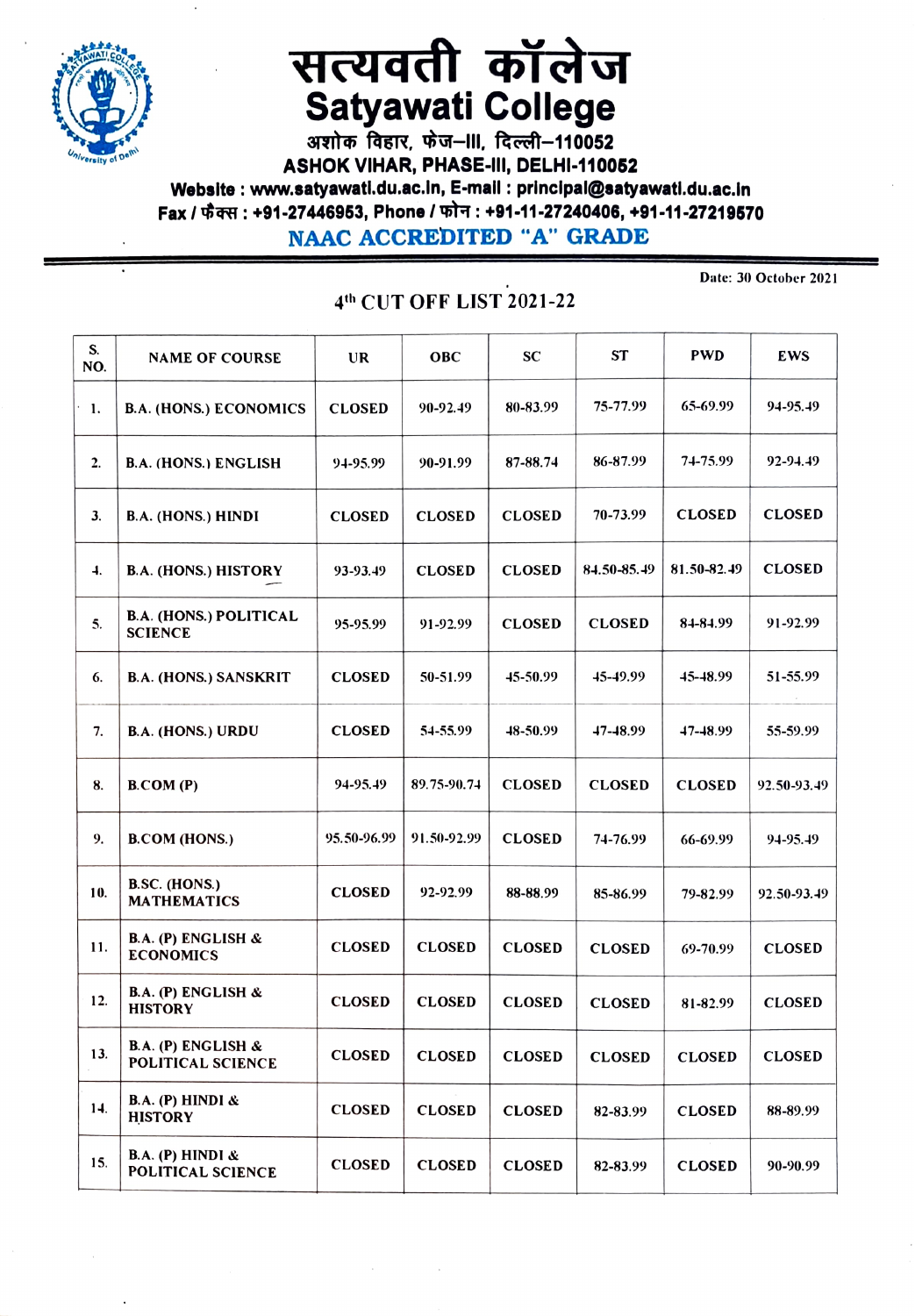# सत्यवती कॉलेज
# Satyawati College

अशोक विहार, फेज–III, दिल्ली–110052

ASHOK VIHAR, PHASE-III, DELHI-110052

Website : www.satyawati.du.ac.in, E-mail : principal@satyawati.du.ac.in

Fax / फैक्स : +91-27446953, Phone / फोन : +91-11-27240406, +91-11-27219570

**NAAC ACCREDITED "A" GRADE**

Date: 30 October 2021

## 4th CUT OFF LIST 2021-22

| S. NO. | NAME OF COURSE | UR | OBC | SC | ST | PWD | EWS |
|---|---|---|---|---|---|---|---|
| 1. | B.A. (HONS.) ECONOMICS | CLOSED | 90-92.49 | 80-83.99 | 75-77.99 | 65-69.99 | 94-95.49 |
| 2. | B.A. (HONS.) ENGLISH | 94-95.99 | 90-91.99 | 87-88.74 | 86-87.99 | 74-75.99 | 92-94.49 |
| 3. | B.A. (HONS.) HINDI | CLOSED | CLOSED | CLOSED | 70-73.99 | CLOSED | CLOSED |
| 4. | B.A. (HONS.) HISTORY | 93-93.49 | CLOSED | CLOSED | 84.50-85.49 | 81.50-82.49 | CLOSED |
| 5. | B.A. (HONS.) POLITICAL SCIENCE | 95-95.99 | 91-92.99 | CLOSED | CLOSED | 84-84.99 | 91-92.99 |
| 6. | B.A. (HONS.) SANSKRIT | CLOSED | 50-51.99 | 45-50.99 | 45-49.99 | 45-48.99 | 51-55.99 |
| 7. | B.A. (HONS.) URDU | CLOSED | 54-55.99 | 48-50.99 | 47-48.99 | 47-48.99 | 55-59.99 |
| 8. | B.COM (P) | 94-95.49 | 89.75-90.74 | CLOSED | CLOSED | CLOSED | 92.50-93.49 |
| 9. | B.COM (HONS.) | 95.50-96.99 | 91.50-92.99 | CLOSED | 74-76.99 | 66-69.99 | 94-95.49 |
| 10. | B.SC. (HONS.) MATHEMATICS | CLOSED | 92-92.99 | 88-88.99 | 85-86.99 | 79-82.99 | 92.50-93.49 |
| 11. | B.A. (P) ENGLISH & ECONOMICS | CLOSED | CLOSED | CLOSED | CLOSED | 69-70.99 | CLOSED |
| 12. | B.A. (P) ENGLISH & HISTORY | CLOSED | CLOSED | CLOSED | CLOSED | 81-82.99 | CLOSED |
| 13. | B.A. (P) ENGLISH & POLITICAL SCIENCE | CLOSED | CLOSED | CLOSED | CLOSED | CLOSED | CLOSED |
| 14. | B.A. (P) HINDI & HISTORY | CLOSED | CLOSED | CLOSED | 82-83.99 | CLOSED | 88-89.99 |
| 15. | B.A. (P) HINDI & POLITICAL SCIENCE | CLOSED | CLOSED | CLOSED | 82-83.99 | CLOSED | 90-90.99 |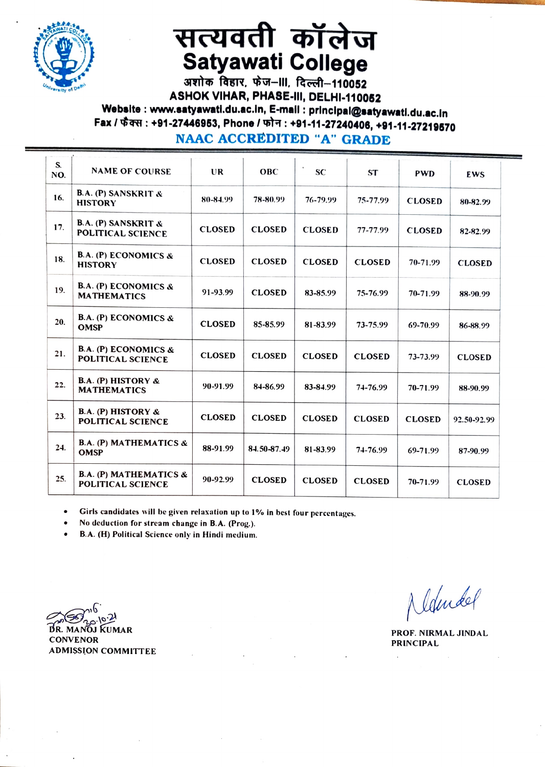# सत्यवती कॉलेज
# Satyawati College

अशोक विहार, फेज–III, दिल्ली–110052

**ASHOK VIHAR, PHASE-III, DELHI-110052**

**Website : www.satyawati.du.ac.in, E-mail : principal@satyawati.du.ac.in**

**Fax / फैक्स : +91-27446953, Phone / फोन : +91-11-27240406, +91-11-27219570**

**NAAC ACCREDITED "A" GRADE**

| S. NO. | NAME OF COURSE | UR | OBC | SC | ST | PWD | EWS |
|---|---|---|---|---|---|---|---|
| 16. | B.A. (P) SANSKRIT & HISTORY | 80-84.99 | 78-80.99 | 76-79.99 | 75-77.99 | CLOSED | 80-82.99 |
| 17. | B.A. (P) SANSKRIT & POLITICAL SCIENCE | CLOSED | CLOSED | CLOSED | 77-77.99 | CLOSED | 82-82.99 |
| 18. | B.A. (P) ECONOMICS & HISTORY | CLOSED | CLOSED | CLOSED | CLOSED | 70-71.99 | CLOSED |
| 19. | B.A. (P) ECONOMICS & MATHEMATICS | 91-93.99 | CLOSED | 83-85.99 | 75-76.99 | 70-71.99 | 88-90.99 |
| 20. | B.A. (P) ECONOMICS & OMSP | CLOSED | 85-85.99 | 81-83.99 | 73-75.99 | 69-70.99 | 86-88.99 |
| 21. | B.A. (P) ECONOMICS & POLITICAL SCIENCE | CLOSED | CLOSED | CLOSED | CLOSED | 73-73.99 | CLOSED |
| 22. | B.A. (P) HISTORY & MATHEMATICS | 90-91.99 | 84-86.99 | 83-84.99 | 74-76.99 | 70-71.99 | 88-90.99 |
| 23. | B.A. (P) HISTORY & POLITICAL SCIENCE | CLOSED | CLOSED | CLOSED | CLOSED | CLOSED | 92.50-92.99 |
| 24. | B.A. (P) MATHEMATICS & OMSP | 88-91.99 | 84.50-87.49 | 81-83.99 | 74-76.99 | 69-71.99 | 87-90.99 |
| 25. | B.A. (P) MATHEMATICS & POLITICAL SCIENCE | 90-92.99 | CLOSED | CLOSED | CLOSED | 70-71.99 | CLOSED |

- Girls candidates will be given relaxation up to 1% in best four percentages.
- No deduction for stream change in B.A. (Prog.).
- B.A. (H) Political Science only in Hindi medium.

20.10.21

DR. MANOJ KUMAR
CONVENOR
ADMISSION COMMITTEE

PROF. NIRMAL JINDAL
PRINCIPAL